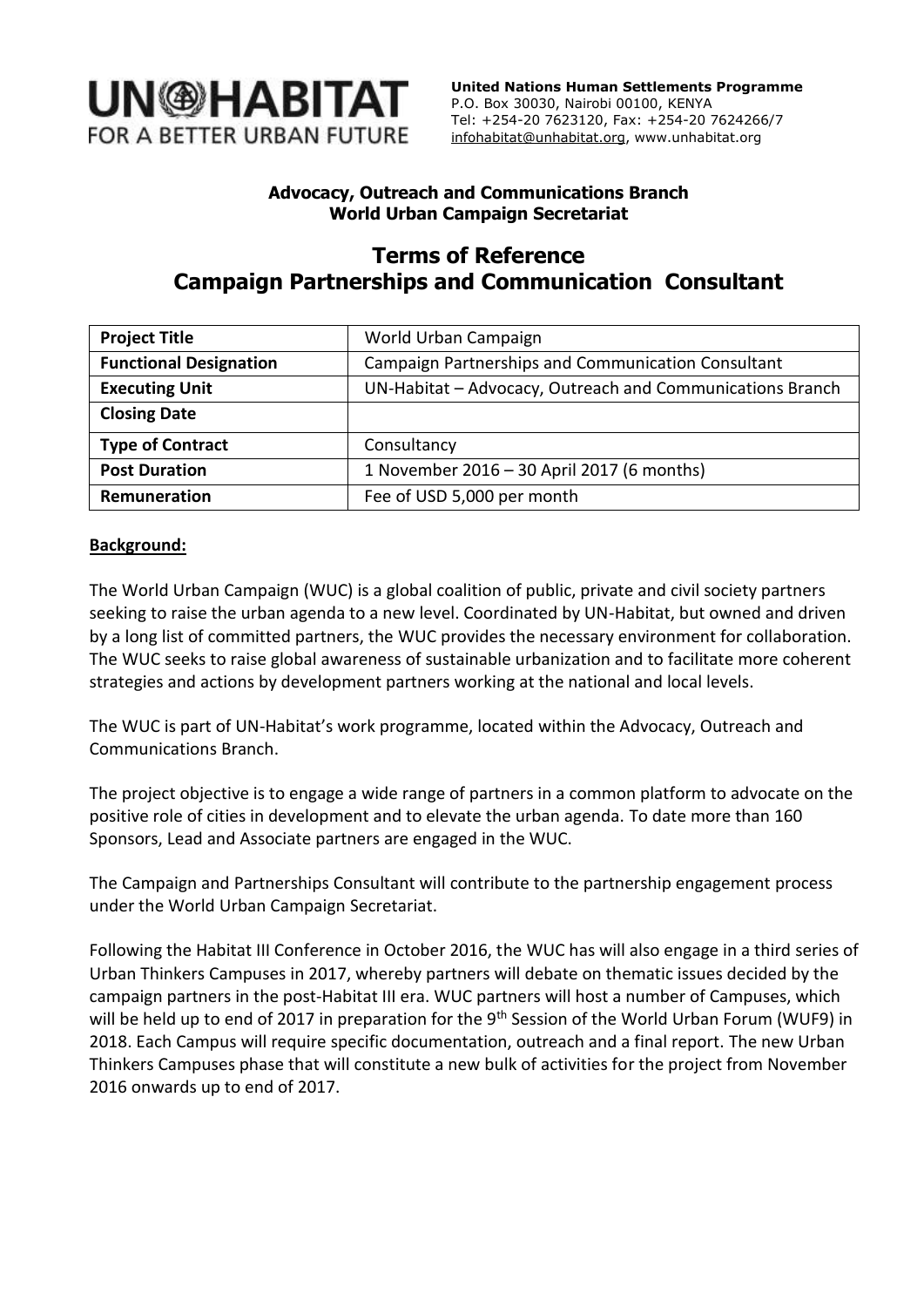**UN-HABITAT**
FOR A BETTER URBAN FUTURE

**United Nations Human Settlements Programme**
P.O. Box 30030, Nairobi 00100, KENYA
Tel: +254-20 7623120, Fax: +254-20 7624266/7
infohabitat@unhabitat.org, www.unhabitat.org

**Advocacy, Outreach and Communications Branch**
**World Urban Campaign Secretariat**

# Terms of Reference
# Campaign Partnerships and Communication Consultant

| **Project Title** | World Urban Campaign |
|---|---|
| **Functional Designation** | Campaign Partnerships and Communication Consultant |
| **Executing Unit** | UN-Habitat – Advocacy, Outreach and Communications Branch |
| **Closing Date** | |
| **Type of Contract** | Consultancy |
| **Post Duration** | 1 November 2016 – 30 April 2017 (6 months) |
| **Remuneration** | Fee of USD 5,000 per month |

**Background:**

The World Urban Campaign (WUC) is a global coalition of public, private and civil society partners seeking to raise the urban agenda to a new level. Coordinated by UN-Habitat, but owned and driven by a long list of committed partners, the WUC provides the necessary environment for collaboration. The WUC seeks to raise global awareness of sustainable urbanization and to facilitate more coherent strategies and actions by development partners working at the national and local levels.

The WUC is part of UN-Habitat's work programme, located within the Advocacy, Outreach and Communications Branch.

The project objective is to engage a wide range of partners in a common platform to advocate on the positive role of cities in development and to elevate the urban agenda. To date more than 160 Sponsors, Lead and Associate partners are engaged in the WUC.

The Campaign and Partnerships Consultant will contribute to the partnership engagement process under the World Urban Campaign Secretariat.

Following the Habitat III Conference in October 2016, the WUC has will also engage in a third series of Urban Thinkers Campuses in 2017, whereby partners will debate on thematic issues decided by the campaign partners in the post-Habitat III era. WUC partners will host a number of Campuses, which will be held up to end of 2017 in preparation for the 9th Session of the World Urban Forum (WUF9) in 2018. Each Campus will require specific documentation, outreach and a final report. The new Urban Thinkers Campuses phase that will constitute a new bulk of activities for the project from November 2016 onwards up to end of 2017.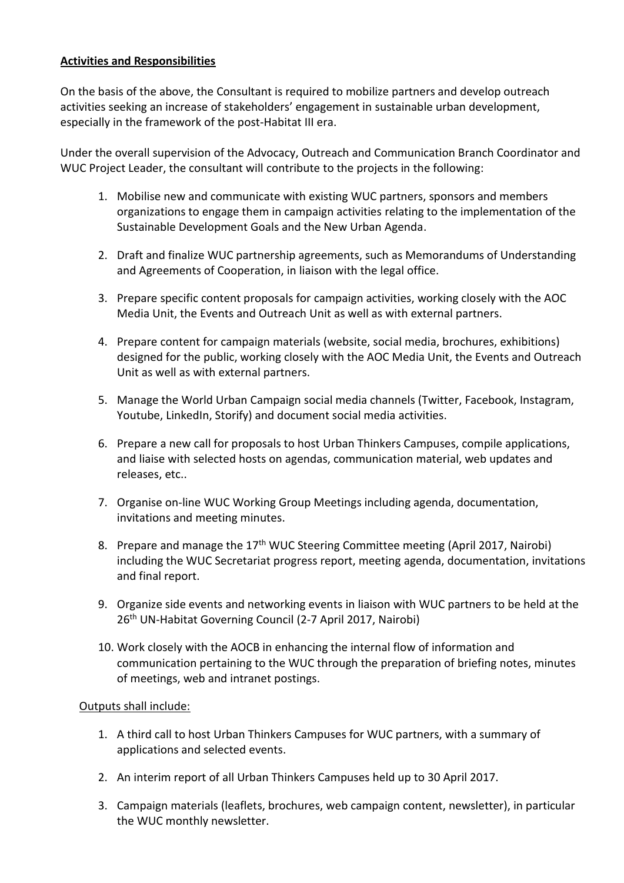**Activities and Responsibilities**

On the basis of the above, the Consultant is required to mobilize partners and develop outreach activities seeking an increase of stakeholders' engagement in sustainable urban development, especially in the framework of the post-Habitat III era.

Under the overall supervision of the Advocacy, Outreach and Communication Branch Coordinator and WUC Project Leader, the consultant will contribute to the projects in the following:

1. Mobilise new and communicate with existing WUC partners, sponsors and members organizations to engage them in campaign activities relating to the implementation of the Sustainable Development Goals and the New Urban Agenda.

2. Draft and finalize WUC partnership agreements, such as Memorandums of Understanding and Agreements of Cooperation, in liaison with the legal office.

3. Prepare specific content proposals for campaign activities, working closely with the AOC Media Unit, the Events and Outreach Unit as well as with external partners.

4. Prepare content for campaign materials (website, social media, brochures, exhibitions) designed for the public, working closely with the AOC Media Unit, the Events and Outreach Unit as well as with external partners.

5. Manage the World Urban Campaign social media channels (Twitter, Facebook, Instagram, Youtube, LinkedIn, Storify) and document social media activities.

6. Prepare a new call for proposals to host Urban Thinkers Campuses, compile applications, and liaise with selected hosts on agendas, communication material, web updates and releases, etc..

7. Organise on-line WUC Working Group Meetings including agenda, documentation, invitations and meeting minutes.

8. Prepare and manage the 17th WUC Steering Committee meeting (April 2017, Nairobi) including the WUC Secretariat progress report, meeting agenda, documentation, invitations and final report.

9. Organize side events and networking events in liaison with WUC partners to be held at the 26th UN-Habitat Governing Council (2-7 April 2017, Nairobi)

10. Work closely with the AOCB in enhancing the internal flow of information and communication pertaining to the WUC through the preparation of briefing notes, minutes of meetings, web and intranet postings.

Outputs shall include:

1. A third call to host Urban Thinkers Campuses for WUC partners, with a summary of applications and selected events.

2. An interim report of all Urban Thinkers Campuses held up to 30 April 2017.

3. Campaign materials (leaflets, brochures, web campaign content, newsletter), in particular the WUC monthly newsletter.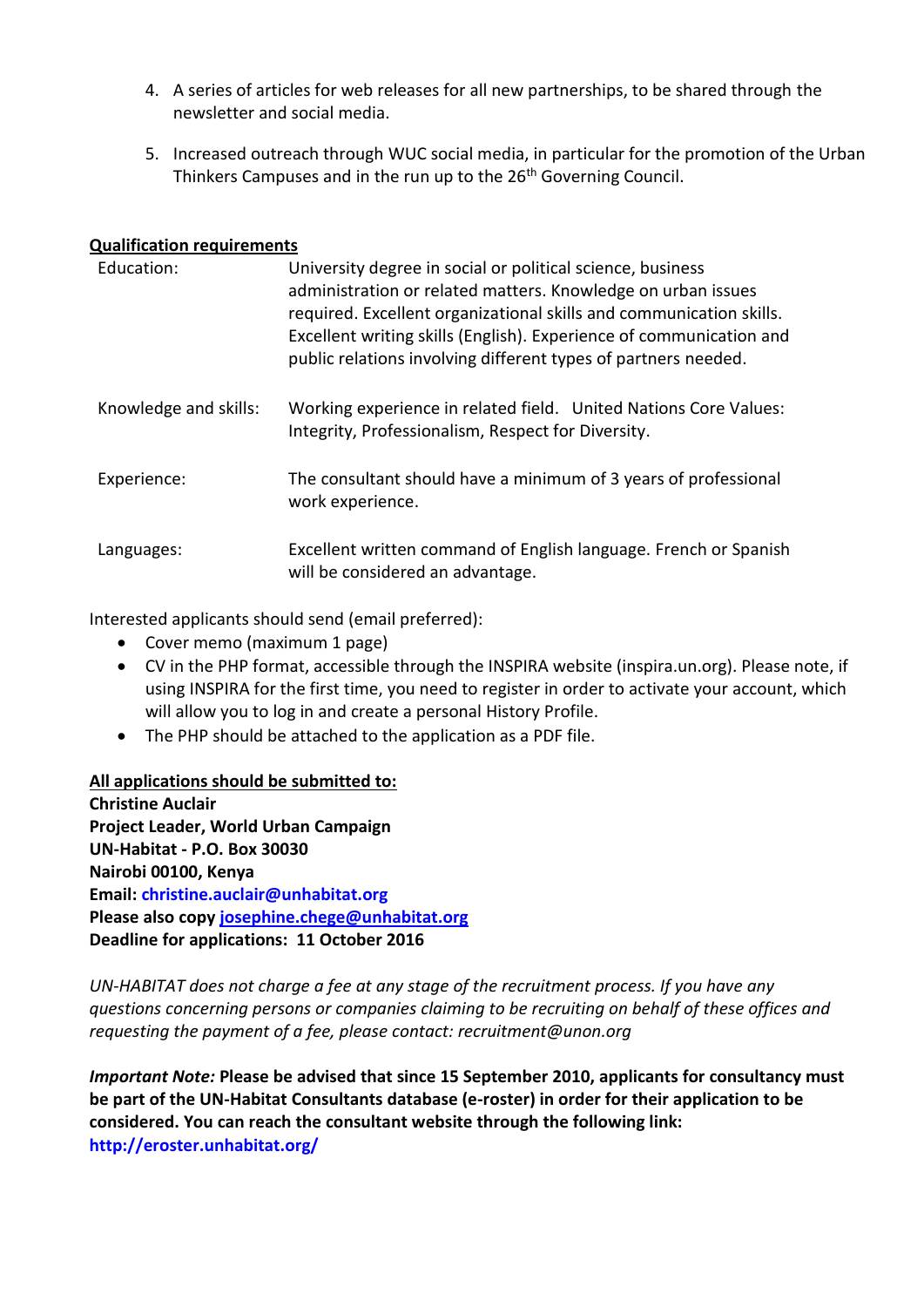4. A series of articles for web releases for all new partnerships, to be shared through the newsletter and social media.

5. Increased outreach through WUC social media, in particular for the promotion of the Urban Thinkers Campuses and in the run up to the 26th Governing Council.

**<u>Qualification requirements</u>**

| | |
|---|---|
| Education: | University degree in social or political science, business administration or related matters. Knowledge on urban issues required. Excellent organizational skills and communication skills. Excellent writing skills (English). Experience of communication and public relations involving different types of partners needed. |
| Knowledge and skills: | Working experience in related field. United Nations Core Values: Integrity, Professionalism, Respect for Diversity. |
| Experience: | The consultant should have a minimum of 3 years of professional work experience. |
| Languages: | Excellent written command of English language. French or Spanish will be considered an advantage. |

Interested applicants should send (email preferred):

- Cover memo (maximum 1 page)
- CV in the PHP format, accessible through the INSPIRA website (inspira.un.org). Please note, if using INSPIRA for the first time, you need to register in order to activate your account, which will allow you to log in and create a personal History Profile.
- The PHP should be attached to the application as a PDF file.

**<u>All applications should be submitted to:</u>**
**Christine Auclair**
**Project Leader, World Urban Campaign**
**UN-Habitat - P.O. Box 30030**
**Nairobi 00100, Kenya**
**Email: christine.auclair@unhabitat.org**
**Please also copy josephine.chege@unhabitat.org**
**Deadline for applications: 11 October 2016**

*UN-HABITAT does not charge a fee at any stage of the recruitment process. If you have any questions concerning persons or companies claiming to be recruiting on behalf of these offices and requesting the payment of a fee, please contact: recruitment@unon.org*

***Important Note:*** **Please be advised that since 15 September 2010, applicants for consultancy must be part of the UN-Habitat Consultants database (e-roster) in order for their application to be considered. You can reach the consultant website through the following link: http://eroster.unhabitat.org/**